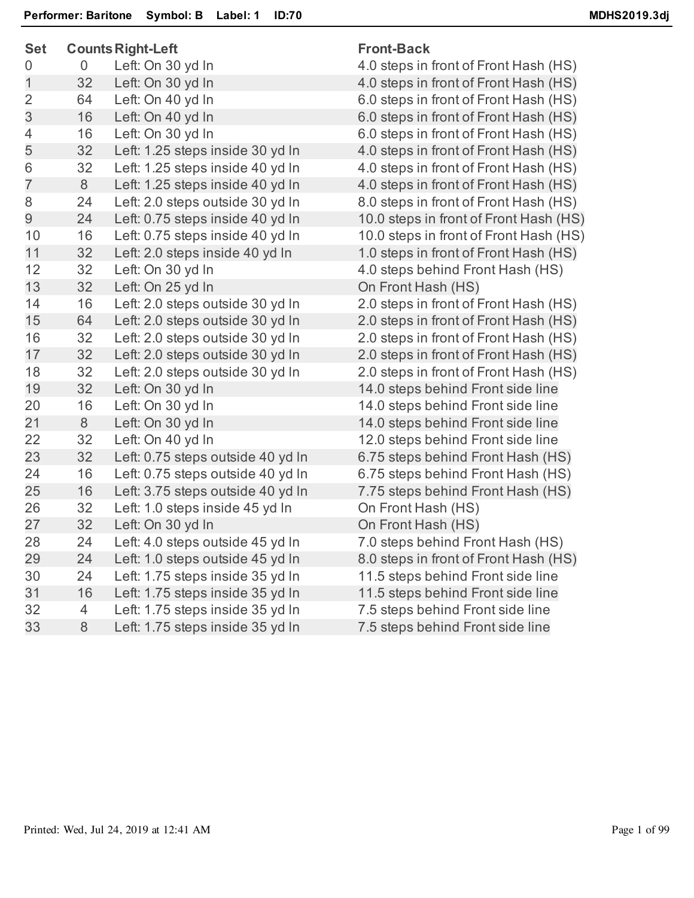**Performer: Baritone Symbol: B Label: 1 ID:70** **MDHS2019.3dj**

| Set | Counts | Right-Left | Front-Back |
|---|---|---|---|
| 0 | 0 | Left: On 30 yd ln | 4.0 steps in front of Front Hash (HS) |
| 1 | 32 | Left: On 30 yd ln | 4.0 steps in front of Front Hash (HS) |
| 2 | 64 | Left: On 40 yd ln | 6.0 steps in front of Front Hash (HS) |
| 3 | 16 | Left: On 40 yd ln | 6.0 steps in front of Front Hash (HS) |
| 4 | 16 | Left: On 30 yd ln | 6.0 steps in front of Front Hash (HS) |
| 5 | 32 | Left: 1.25 steps inside 30 yd ln | 4.0 steps in front of Front Hash (HS) |
| 6 | 32 | Left: 1.25 steps inside 40 yd ln | 4.0 steps in front of Front Hash (HS) |
| 7 | 8 | Left: 1.25 steps inside 40 yd ln | 4.0 steps in front of Front Hash (HS) |
| 8 | 24 | Left: 2.0 steps outside 30 yd ln | 8.0 steps in front of Front Hash (HS) |
| 9 | 24 | Left: 0.75 steps inside 40 yd ln | 10.0 steps in front of Front Hash (HS) |
| 10 | 16 | Left: 0.75 steps inside 40 yd ln | 10.0 steps in front of Front Hash (HS) |
| 11 | 32 | Left: 2.0 steps inside 40 yd ln | 1.0 steps in front of Front Hash (HS) |
| 12 | 32 | Left: On 30 yd ln | 4.0 steps behind Front Hash (HS) |
| 13 | 32 | Left: On 25 yd ln | On Front Hash (HS) |
| 14 | 16 | Left: 2.0 steps outside 30 yd ln | 2.0 steps in front of Front Hash (HS) |
| 15 | 64 | Left: 2.0 steps outside 30 yd ln | 2.0 steps in front of Front Hash (HS) |
| 16 | 32 | Left: 2.0 steps outside 30 yd ln | 2.0 steps in front of Front Hash (HS) |
| 17 | 32 | Left: 2.0 steps outside 30 yd ln | 2.0 steps in front of Front Hash (HS) |
| 18 | 32 | Left: 2.0 steps outside 30 yd ln | 2.0 steps in front of Front Hash (HS) |
| 19 | 32 | Left: On 30 yd ln | 14.0 steps behind Front side line |
| 20 | 16 | Left: On 30 yd ln | 14.0 steps behind Front side line |
| 21 | 8 | Left: On 30 yd ln | 14.0 steps behind Front side line |
| 22 | 32 | Left: On 40 yd ln | 12.0 steps behind Front side line |
| 23 | 32 | Left: 0.75 steps outside 40 yd ln | 6.75 steps behind Front Hash (HS) |
| 24 | 16 | Left: 0.75 steps outside 40 yd ln | 6.75 steps behind Front Hash (HS) |
| 25 | 16 | Left: 3.75 steps outside 40 yd ln | 7.75 steps behind Front Hash (HS) |
| 26 | 32 | Left: 1.0 steps inside 45 yd ln | On Front Hash (HS) |
| 27 | 32 | Left: On 30 yd ln | On Front Hash (HS) |
| 28 | 24 | Left: 4.0 steps outside 45 yd ln | 7.0 steps behind Front Hash (HS) |
| 29 | 24 | Left: 1.0 steps outside 45 yd ln | 8.0 steps in front of Front Hash (HS) |
| 30 | 24 | Left: 1.75 steps inside 35 yd ln | 11.5 steps behind Front side line |
| 31 | 16 | Left: 1.75 steps inside 35 yd ln | 11.5 steps behind Front side line |
| 32 | 4 | Left: 1.75 steps inside 35 yd ln | 7.5 steps behind Front side line |
| 33 | 8 | Left: 1.75 steps inside 35 yd ln | 7.5 steps behind Front side line |

Printed: Wed, Jul 24, 2019 at 12:41 AM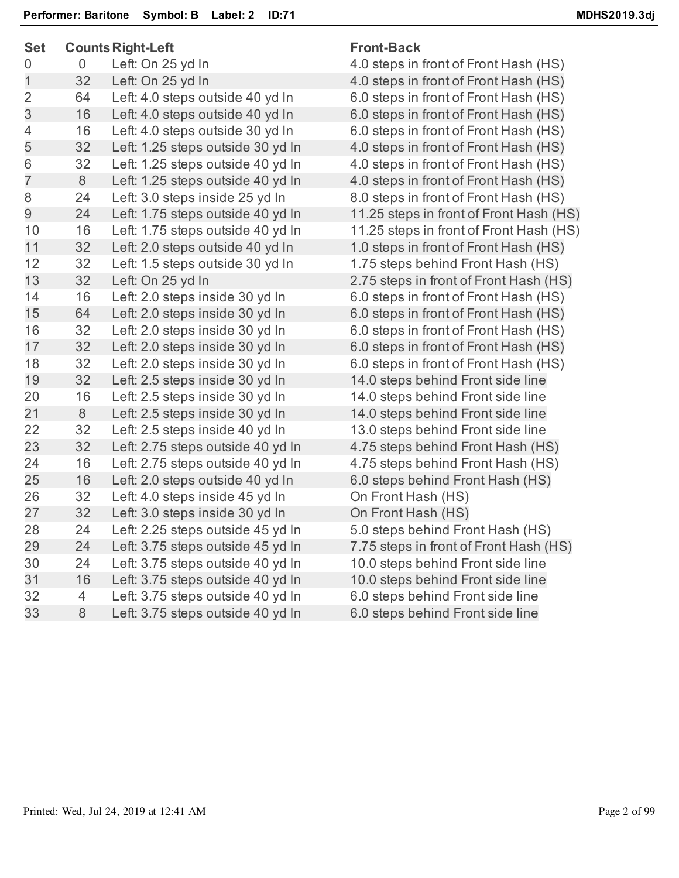**Performer: Baritone  Symbol: B  Label: 2  ID:71**  **MDHS2019.3dj**

| Set | Counts | Right-Left | Front-Back |
|---|---|---|---|
| 0 | 0 | Left: On 25 yd ln | 4.0 steps in front of Front Hash (HS) |
| 1 | 32 | Left: On 25 yd ln | 4.0 steps in front of Front Hash (HS) |
| 2 | 64 | Left: 4.0 steps outside 40 yd ln | 6.0 steps in front of Front Hash (HS) |
| 3 | 16 | Left: 4.0 steps outside 40 yd ln | 6.0 steps in front of Front Hash (HS) |
| 4 | 16 | Left: 4.0 steps outside 30 yd ln | 6.0 steps in front of Front Hash (HS) |
| 5 | 32 | Left: 1.25 steps outside 30 yd ln | 4.0 steps in front of Front Hash (HS) |
| 6 | 32 | Left: 1.25 steps outside 40 yd ln | 4.0 steps in front of Front Hash (HS) |
| 7 | 8 | Left: 1.25 steps outside 40 yd ln | 4.0 steps in front of Front Hash (HS) |
| 8 | 24 | Left: 3.0 steps inside 25 yd ln | 8.0 steps in front of Front Hash (HS) |
| 9 | 24 | Left: 1.75 steps outside 40 yd ln | 11.25 steps in front of Front Hash (HS) |
| 10 | 16 | Left: 1.75 steps outside 40 yd ln | 11.25 steps in front of Front Hash (HS) |
| 11 | 32 | Left: 2.0 steps outside 40 yd ln | 1.0 steps in front of Front Hash (HS) |
| 12 | 32 | Left: 1.5 steps outside 30 yd ln | 1.75 steps behind Front Hash (HS) |
| 13 | 32 | Left: On 25 yd ln | 2.75 steps in front of Front Hash (HS) |
| 14 | 16 | Left: 2.0 steps inside 30 yd ln | 6.0 steps in front of Front Hash (HS) |
| 15 | 64 | Left: 2.0 steps inside 30 yd ln | 6.0 steps in front of Front Hash (HS) |
| 16 | 32 | Left: 2.0 steps inside 30 yd ln | 6.0 steps in front of Front Hash (HS) |
| 17 | 32 | Left: 2.0 steps inside 30 yd ln | 6.0 steps in front of Front Hash (HS) |
| 18 | 32 | Left: 2.0 steps inside 30 yd ln | 6.0 steps in front of Front Hash (HS) |
| 19 | 32 | Left: 2.5 steps inside 30 yd ln | 14.0 steps behind Front side line |
| 20 | 16 | Left: 2.5 steps inside 30 yd ln | 14.0 steps behind Front side line |
| 21 | 8 | Left: 2.5 steps inside 30 yd ln | 14.0 steps behind Front side line |
| 22 | 32 | Left: 2.5 steps inside 40 yd ln | 13.0 steps behind Front side line |
| 23 | 32 | Left: 2.75 steps outside 40 yd ln | 4.75 steps behind Front Hash (HS) |
| 24 | 16 | Left: 2.75 steps outside 40 yd ln | 4.75 steps behind Front Hash (HS) |
| 25 | 16 | Left: 2.0 steps outside 40 yd ln | 6.0 steps behind Front Hash (HS) |
| 26 | 32 | Left: 4.0 steps inside 45 yd ln | On Front Hash (HS) |
| 27 | 32 | Left: 3.0 steps inside 30 yd ln | On Front Hash (HS) |
| 28 | 24 | Left: 2.25 steps outside 45 yd ln | 5.0 steps behind Front Hash (HS) |
| 29 | 24 | Left: 3.75 steps outside 45 yd ln | 7.75 steps in front of Front Hash (HS) |
| 30 | 24 | Left: 3.75 steps outside 40 yd ln | 10.0 steps behind Front side line |
| 31 | 16 | Left: 3.75 steps outside 40 yd ln | 10.0 steps behind Front side line |
| 32 | 4 | Left: 3.75 steps outside 40 yd ln | 6.0 steps behind Front side line |
| 33 | 8 | Left: 3.75 steps outside 40 yd ln | 6.0 steps behind Front side line |

Printed: Wed, Jul 24, 2019 at 12:41 AM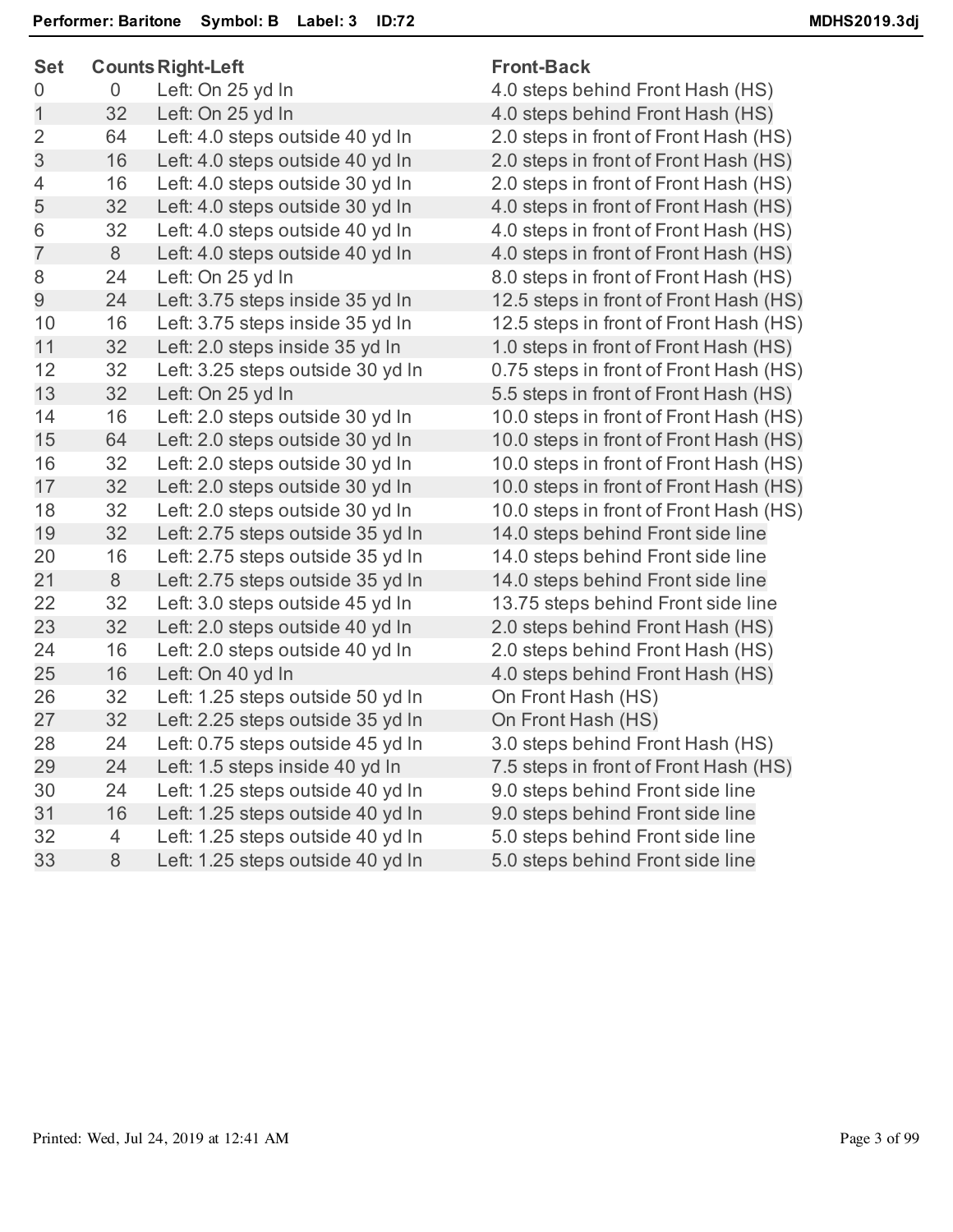**Performer: Baritone Symbol: B Label: 3 ID:72**

| Set | Counts | Right-Left | Front-Back |
|---|---|---|---|
| 0 | 0 | Left: On 25 yd ln | 4.0 steps behind Front Hash (HS) |
| 1 | 32 | Left: On 25 yd ln | 4.0 steps behind Front Hash (HS) |
| 2 | 64 | Left: 4.0 steps outside 40 yd ln | 2.0 steps in front of Front Hash (HS) |
| 3 | 16 | Left: 4.0 steps outside 40 yd ln | 2.0 steps in front of Front Hash (HS) |
| 4 | 16 | Left: 4.0 steps outside 30 yd ln | 2.0 steps in front of Front Hash (HS) |
| 5 | 32 | Left: 4.0 steps outside 30 yd ln | 4.0 steps in front of Front Hash (HS) |
| 6 | 32 | Left: 4.0 steps outside 40 yd ln | 4.0 steps in front of Front Hash (HS) |
| 7 | 8 | Left: 4.0 steps outside 40 yd ln | 4.0 steps in front of Front Hash (HS) |
| 8 | 24 | Left: On 25 yd ln | 8.0 steps in front of Front Hash (HS) |
| 9 | 24 | Left: 3.75 steps inside 35 yd ln | 12.5 steps in front of Front Hash (HS) |
| 10 | 16 | Left: 3.75 steps inside 35 yd ln | 12.5 steps in front of Front Hash (HS) |
| 11 | 32 | Left: 2.0 steps inside 35 yd ln | 1.0 steps in front of Front Hash (HS) |
| 12 | 32 | Left: 3.25 steps outside 30 yd ln | 0.75 steps in front of Front Hash (HS) |
| 13 | 32 | Left: On 25 yd ln | 5.5 steps in front of Front Hash (HS) |
| 14 | 16 | Left: 2.0 steps outside 30 yd ln | 10.0 steps in front of Front Hash (HS) |
| 15 | 64 | Left: 2.0 steps outside 30 yd ln | 10.0 steps in front of Front Hash (HS) |
| 16 | 32 | Left: 2.0 steps outside 30 yd ln | 10.0 steps in front of Front Hash (HS) |
| 17 | 32 | Left: 2.0 steps outside 30 yd ln | 10.0 steps in front of Front Hash (HS) |
| 18 | 32 | Left: 2.0 steps outside 30 yd ln | 10.0 steps in front of Front Hash (HS) |
| 19 | 32 | Left: 2.75 steps outside 35 yd ln | 14.0 steps behind Front side line |
| 20 | 16 | Left: 2.75 steps outside 35 yd ln | 14.0 steps behind Front side line |
| 21 | 8 | Left: 2.75 steps outside 35 yd ln | 14.0 steps behind Front side line |
| 22 | 32 | Left: 3.0 steps outside 45 yd ln | 13.75 steps behind Front side line |
| 23 | 32 | Left: 2.0 steps outside 40 yd ln | 2.0 steps behind Front Hash (HS) |
| 24 | 16 | Left: 2.0 steps outside 40 yd ln | 2.0 steps behind Front Hash (HS) |
| 25 | 16 | Left: On 40 yd ln | 4.0 steps behind Front Hash (HS) |
| 26 | 32 | Left: 1.25 steps outside 50 yd ln | On Front Hash (HS) |
| 27 | 32 | Left: 2.25 steps outside 35 yd ln | On Front Hash (HS) |
| 28 | 24 | Left: 0.75 steps outside 45 yd ln | 3.0 steps behind Front Hash (HS) |
| 29 | 24 | Left: 1.5 steps inside 40 yd ln | 7.5 steps in front of Front Hash (HS) |
| 30 | 24 | Left: 1.25 steps outside 40 yd ln | 9.0 steps behind Front side line |
| 31 | 16 | Left: 1.25 steps outside 40 yd ln | 9.0 steps behind Front side line |
| 32 | 4 | Left: 1.25 steps outside 40 yd ln | 5.0 steps behind Front side line |
| 33 | 8 | Left: 1.25 steps outside 40 yd ln | 5.0 steps behind Front side line |

Printed: Wed, Jul 24, 2019 at 12:41 AM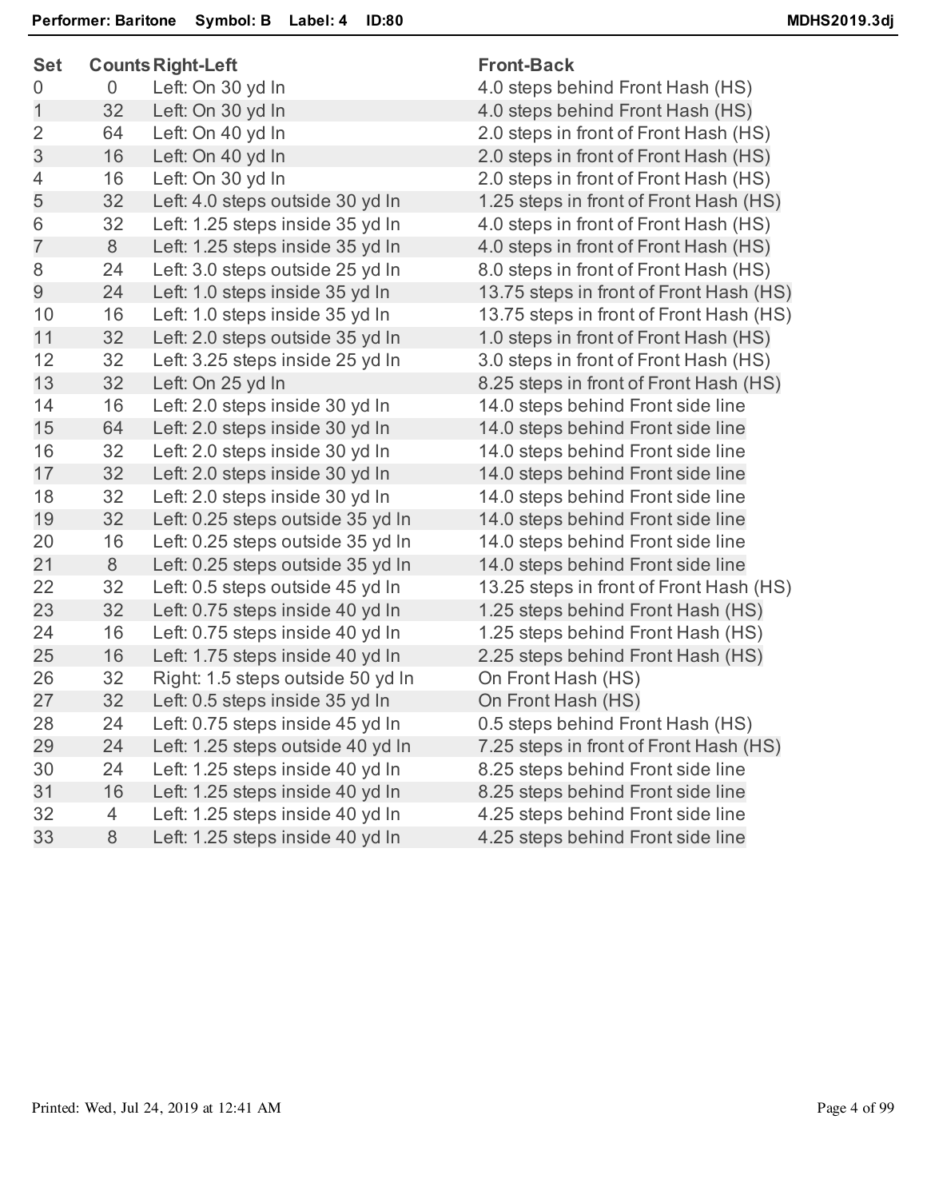**Performer: Baritone    Symbol: B    Label: 4    ID:80**    **MDHS2019.3dj**

| Set | Counts | Right-Left | Front-Back |
|---|---|---|---|
| 0 | 0 | Left: On 30 yd ln | 4.0 steps behind Front Hash (HS) |
| 1 | 32 | Left: On 30 yd ln | 4.0 steps behind Front Hash (HS) |
| 2 | 64 | Left: On 40 yd ln | 2.0 steps in front of Front Hash (HS) |
| 3 | 16 | Left: On 40 yd ln | 2.0 steps in front of Front Hash (HS) |
| 4 | 16 | Left: On 30 yd ln | 2.0 steps in front of Front Hash (HS) |
| 5 | 32 | Left: 4.0 steps outside 30 yd ln | 1.25 steps in front of Front Hash (HS) |
| 6 | 32 | Left: 1.25 steps inside 35 yd ln | 4.0 steps in front of Front Hash (HS) |
| 7 | 8 | Left: 1.25 steps inside 35 yd ln | 4.0 steps in front of Front Hash (HS) |
| 8 | 24 | Left: 3.0 steps outside 25 yd ln | 8.0 steps in front of Front Hash (HS) |
| 9 | 24 | Left: 1.0 steps inside 35 yd ln | 13.75 steps in front of Front Hash (HS) |
| 10 | 16 | Left: 1.0 steps inside 35 yd ln | 13.75 steps in front of Front Hash (HS) |
| 11 | 32 | Left: 2.0 steps outside 35 yd ln | 1.0 steps in front of Front Hash (HS) |
| 12 | 32 | Left: 3.25 steps inside 25 yd ln | 3.0 steps in front of Front Hash (HS) |
| 13 | 32 | Left: On 25 yd ln | 8.25 steps in front of Front Hash (HS) |
| 14 | 16 | Left: 2.0 steps inside 30 yd ln | 14.0 steps behind Front side line |
| 15 | 64 | Left: 2.0 steps inside 30 yd ln | 14.0 steps behind Front side line |
| 16 | 32 | Left: 2.0 steps inside 30 yd ln | 14.0 steps behind Front side line |
| 17 | 32 | Left: 2.0 steps inside 30 yd ln | 14.0 steps behind Front side line |
| 18 | 32 | Left: 2.0 steps inside 30 yd ln | 14.0 steps behind Front side line |
| 19 | 32 | Left: 0.25 steps outside 35 yd ln | 14.0 steps behind Front side line |
| 20 | 16 | Left: 0.25 steps outside 35 yd ln | 14.0 steps behind Front side line |
| 21 | 8 | Left: 0.25 steps outside 35 yd ln | 14.0 steps behind Front side line |
| 22 | 32 | Left: 0.5 steps outside 45 yd ln | 13.25 steps in front of Front Hash (HS) |
| 23 | 32 | Left: 0.75 steps inside 40 yd ln | 1.25 steps behind Front Hash (HS) |
| 24 | 16 | Left: 0.75 steps inside 40 yd ln | 1.25 steps behind Front Hash (HS) |
| 25 | 16 | Left: 1.75 steps inside 40 yd ln | 2.25 steps behind Front Hash (HS) |
| 26 | 32 | Right: 1.5 steps outside 50 yd ln | On Front Hash (HS) |
| 27 | 32 | Left: 0.5 steps inside 35 yd ln | On Front Hash (HS) |
| 28 | 24 | Left: 0.75 steps inside 45 yd ln | 0.5 steps behind Front Hash (HS) |
| 29 | 24 | Left: 1.25 steps outside 40 yd ln | 7.25 steps in front of Front Hash (HS) |
| 30 | 24 | Left: 1.25 steps inside 40 yd ln | 8.25 steps behind Front side line |
| 31 | 16 | Left: 1.25 steps inside 40 yd ln | 8.25 steps behind Front side line |
| 32 | 4 | Left: 1.25 steps inside 40 yd ln | 4.25 steps behind Front side line |
| 33 | 8 | Left: 1.25 steps inside 40 yd ln | 4.25 steps behind Front side line |

Printed: Wed, Jul 24, 2019 at 12:41 AM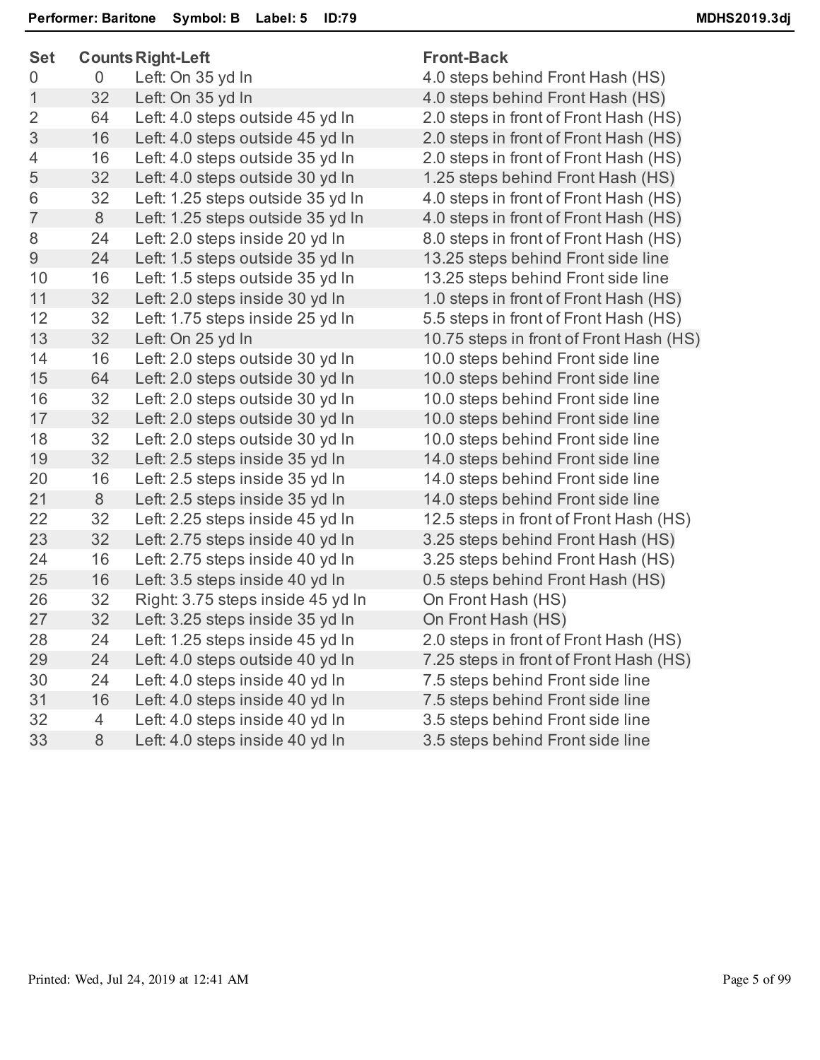**Performer: Baritone  Symbol: B  Label: 5  ID:79**  MDHS2019.3dj

| Set | Counts | Right-Left | Front-Back |
|---|---|---|---|
| 0 | 0 | Left: On 35 yd ln | 4.0 steps behind Front Hash (HS) |
| 1 | 32 | Left: On 35 yd ln | 4.0 steps behind Front Hash (HS) |
| 2 | 64 | Left: 4.0 steps outside 45 yd ln | 2.0 steps in front of Front Hash (HS) |
| 3 | 16 | Left: 4.0 steps outside 45 yd ln | 2.0 steps in front of Front Hash (HS) |
| 4 | 16 | Left: 4.0 steps outside 35 yd ln | 2.0 steps in front of Front Hash (HS) |
| 5 | 32 | Left: 4.0 steps outside 30 yd ln | 1.25 steps behind Front Hash (HS) |
| 6 | 32 | Left: 1.25 steps outside 35 yd ln | 4.0 steps in front of Front Hash (HS) |
| 7 | 8 | Left: 1.25 steps outside 35 yd ln | 4.0 steps in front of Front Hash (HS) |
| 8 | 24 | Left: 2.0 steps inside 20 yd ln | 8.0 steps in front of Front Hash (HS) |
| 9 | 24 | Left: 1.5 steps outside 35 yd ln | 13.25 steps behind Front side line |
| 10 | 16 | Left: 1.5 steps outside 35 yd ln | 13.25 steps behind Front side line |
| 11 | 32 | Left: 2.0 steps inside 30 yd ln | 1.0 steps in front of Front Hash (HS) |
| 12 | 32 | Left: 1.75 steps inside 25 yd ln | 5.5 steps in front of Front Hash (HS) |
| 13 | 32 | Left: On 25 yd ln | 10.75 steps in front of Front Hash (HS) |
| 14 | 16 | Left: 2.0 steps outside 30 yd ln | 10.0 steps behind Front side line |
| 15 | 64 | Left: 2.0 steps outside 30 yd ln | 10.0 steps behind Front side line |
| 16 | 32 | Left: 2.0 steps outside 30 yd ln | 10.0 steps behind Front side line |
| 17 | 32 | Left: 2.0 steps outside 30 yd ln | 10.0 steps behind Front side line |
| 18 | 32 | Left: 2.0 steps outside 30 yd ln | 10.0 steps behind Front side line |
| 19 | 32 | Left: 2.5 steps inside 35 yd ln | 14.0 steps behind Front side line |
| 20 | 16 | Left: 2.5 steps inside 35 yd ln | 14.0 steps behind Front side line |
| 21 | 8 | Left: 2.5 steps inside 35 yd ln | 14.0 steps behind Front side line |
| 22 | 32 | Left: 2.25 steps inside 45 yd ln | 12.5 steps in front of Front Hash (HS) |
| 23 | 32 | Left: 2.75 steps inside 40 yd ln | 3.25 steps behind Front Hash (HS) |
| 24 | 16 | Left: 2.75 steps inside 40 yd ln | 3.25 steps behind Front Hash (HS) |
| 25 | 16 | Left: 3.5 steps inside 40 yd ln | 0.5 steps behind Front Hash (HS) |
| 26 | 32 | Right: 3.75 steps inside 45 yd ln | On Front Hash (HS) |
| 27 | 32 | Left: 3.25 steps inside 35 yd ln | On Front Hash (HS) |
| 28 | 24 | Left: 1.25 steps inside 45 yd ln | 2.0 steps in front of Front Hash (HS) |
| 29 | 24 | Left: 4.0 steps outside 40 yd ln | 7.25 steps in front of Front Hash (HS) |
| 30 | 24 | Left: 4.0 steps inside 40 yd ln | 7.5 steps behind Front side line |
| 31 | 16 | Left: 4.0 steps inside 40 yd ln | 7.5 steps behind Front side line |
| 32 | 4 | Left: 4.0 steps inside 40 yd ln | 3.5 steps behind Front side line |
| 33 | 8 | Left: 4.0 steps inside 40 yd ln | 3.5 steps behind Front side line |

Printed: Wed, Jul 24, 2019 at 12:41 AM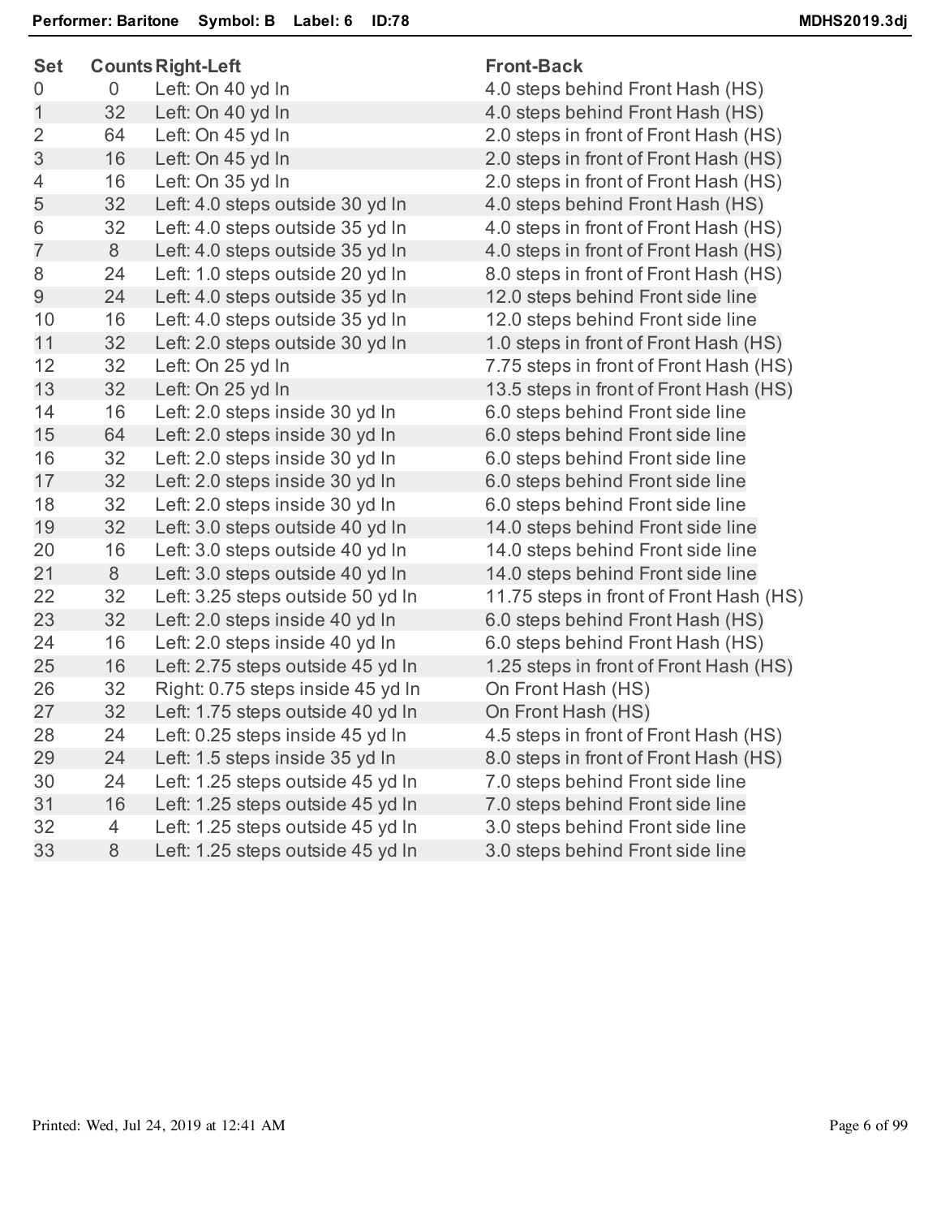**Performer: Baritone Symbol: B Label: 6 ID:78** **MDHS2019.3dj**

| Set | Counts | Right-Left | Front-Back |
|---|---|---|---|
| 0 | 0 | Left: On 40 yd ln | 4.0 steps behind Front Hash (HS) |
| 1 | 32 | Left: On 40 yd ln | 4.0 steps behind Front Hash (HS) |
| 2 | 64 | Left: On 45 yd ln | 2.0 steps in front of Front Hash (HS) |
| 3 | 16 | Left: On 45 yd ln | 2.0 steps in front of Front Hash (HS) |
| 4 | 16 | Left: On 35 yd ln | 2.0 steps in front of Front Hash (HS) |
| 5 | 32 | Left: 4.0 steps outside 30 yd ln | 4.0 steps behind Front Hash (HS) |
| 6 | 32 | Left: 4.0 steps outside 35 yd ln | 4.0 steps in front of Front Hash (HS) |
| 7 | 8 | Left: 4.0 steps outside 35 yd ln | 4.0 steps in front of Front Hash (HS) |
| 8 | 24 | Left: 1.0 steps outside 20 yd ln | 8.0 steps in front of Front Hash (HS) |
| 9 | 24 | Left: 4.0 steps outside 35 yd ln | 12.0 steps behind Front side line |
| 10 | 16 | Left: 4.0 steps outside 35 yd ln | 12.0 steps behind Front side line |
| 11 | 32 | Left: 2.0 steps outside 30 yd ln | 1.0 steps in front of Front Hash (HS) |
| 12 | 32 | Left: On 25 yd ln | 7.75 steps in front of Front Hash (HS) |
| 13 | 32 | Left: On 25 yd ln | 13.5 steps in front of Front Hash (HS) |
| 14 | 16 | Left: 2.0 steps inside 30 yd ln | 6.0 steps behind Front side line |
| 15 | 64 | Left: 2.0 steps inside 30 yd ln | 6.0 steps behind Front side line |
| 16 | 32 | Left: 2.0 steps inside 30 yd ln | 6.0 steps behind Front side line |
| 17 | 32 | Left: 2.0 steps inside 30 yd ln | 6.0 steps behind Front side line |
| 18 | 32 | Left: 2.0 steps inside 30 yd ln | 6.0 steps behind Front side line |
| 19 | 32 | Left: 3.0 steps outside 40 yd ln | 14.0 steps behind Front side line |
| 20 | 16 | Left: 3.0 steps outside 40 yd ln | 14.0 steps behind Front side line |
| 21 | 8 | Left: 3.0 steps outside 40 yd ln | 14.0 steps behind Front side line |
| 22 | 32 | Left: 3.25 steps outside 50 yd ln | 11.75 steps in front of Front Hash (HS) |
| 23 | 32 | Left: 2.0 steps inside 40 yd ln | 6.0 steps behind Front Hash (HS) |
| 24 | 16 | Left: 2.0 steps inside 40 yd ln | 6.0 steps behind Front Hash (HS) |
| 25 | 16 | Left: 2.75 steps outside 45 yd ln | 1.25 steps in front of Front Hash (HS) |
| 26 | 32 | Right: 0.75 steps inside 45 yd ln | On Front Hash (HS) |
| 27 | 32 | Left: 1.75 steps outside 40 yd ln | On Front Hash (HS) |
| 28 | 24 | Left: 0.25 steps inside 45 yd ln | 4.5 steps in front of Front Hash (HS) |
| 29 | 24 | Left: 1.5 steps inside 35 yd ln | 8.0 steps in front of Front Hash (HS) |
| 30 | 24 | Left: 1.25 steps outside 45 yd ln | 7.0 steps behind Front side line |
| 31 | 16 | Left: 1.25 steps outside 45 yd ln | 7.0 steps behind Front side line |
| 32 | 4 | Left: 1.25 steps outside 45 yd ln | 3.0 steps behind Front side line |
| 33 | 8 | Left: 1.25 steps outside 45 yd ln | 3.0 steps behind Front side line |

Printed: Wed, Jul 24, 2019 at 12:41 AM